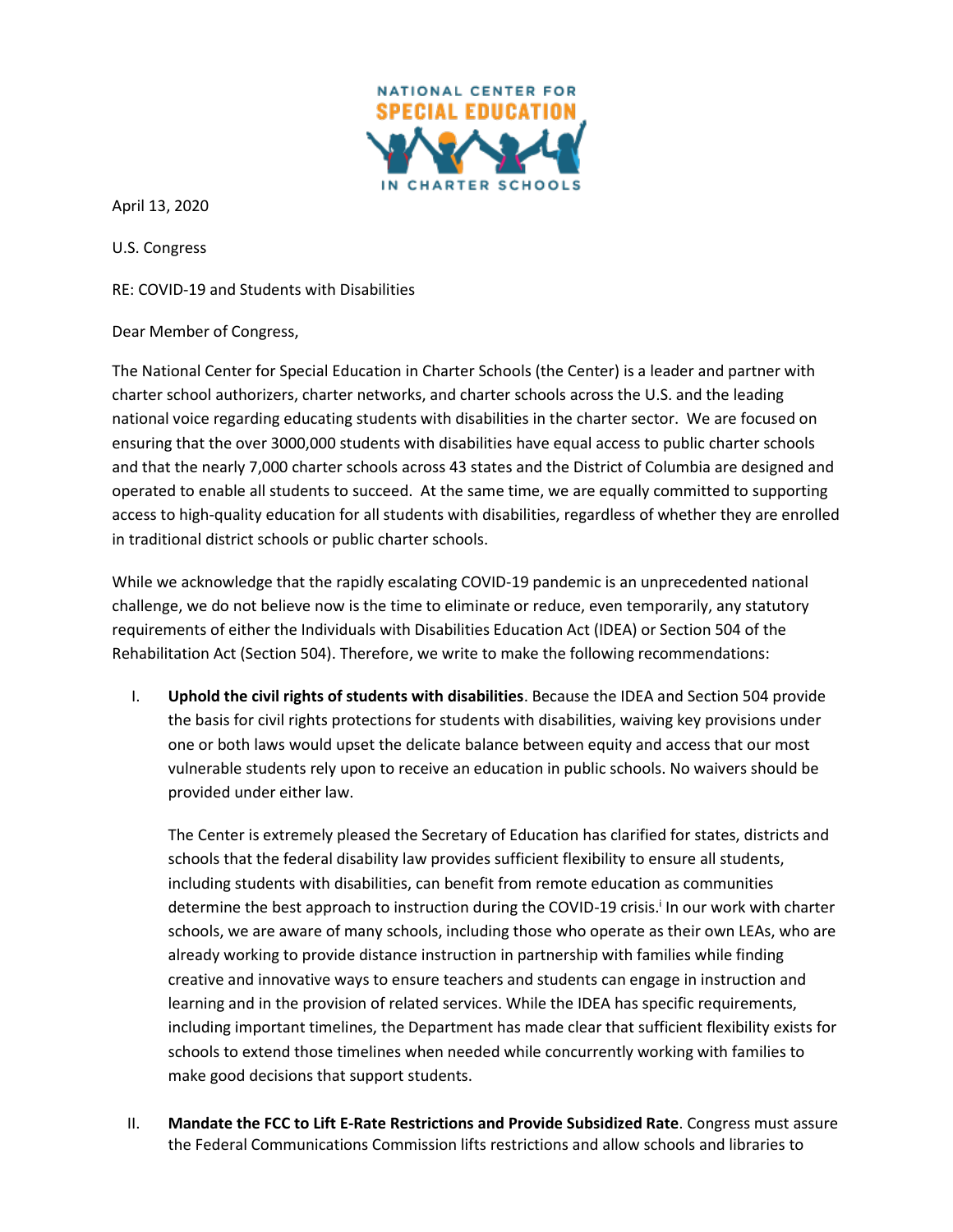NATIONAL CENTER FOR SPECIAL EDUCATION IN CHARTER SCHOOLS

April 13, 2020

U.S. Congress

RE: COVID-19 and Students with Disabilities

Dear Member of Congress,

The National Center for Special Education in Charter Schools (the Center) is a leader and partner with charter school authorizers, charter networks, and charter schools across the U.S. and the leading national voice regarding educating students with disabilities in the charter sector. We are focused on ensuring that the over 3000,000 students with disabilities have equal access to public charter schools and that the nearly 7,000 charter schools across 43 states and the District of Columbia are designed and operated to enable all students to succeed. At the same time, we are equally committed to supporting access to high-quality education for all students with disabilities, regardless of whether they are enrolled in traditional district schools or public charter schools.

While we acknowledge that the rapidly escalating COVID-19 pandemic is an unprecedented national challenge, we do not believe now is the time to eliminate or reduce, even temporarily, any statutory requirements of either the Individuals with Disabilities Education Act (IDEA) or Section 504 of the Rehabilitation Act (Section 504). Therefore, we write to make the following recommendations:

I. **Uphold the civil rights of students with disabilities**. Because the IDEA and Section 504 provide the basis for civil rights protections for students with disabilities, waiving key provisions under one or both laws would upset the delicate balance between equity and access that our most vulnerable students rely upon to receive an education in public schools. No waivers should be provided under either law.

   The Center is extremely pleased the Secretary of Education has clarified for states, districts and schools that the federal disability law provides sufficient flexibility to ensure all students, including students with disabilities, can benefit from remote education as communities determine the best approach to instruction during the COVID-19 crisis.[i] In our work with charter schools, we are aware of many schools, including those who operate as their own LEAs, who are already working to provide distance instruction in partnership with families while finding creative and innovative ways to ensure teachers and students can engage in instruction and learning and in the provision of related services. While the IDEA has specific requirements, including important timelines, the Department has made clear that sufficient flexibility exists for schools to extend those timelines when needed while concurrently working with families to make good decisions that support students.

II. **Mandate the FCC to Lift E-Rate Restrictions and Provide Subsidized Rate**. Congress must assure the Federal Communications Commission lifts restrictions and allow schools and libraries to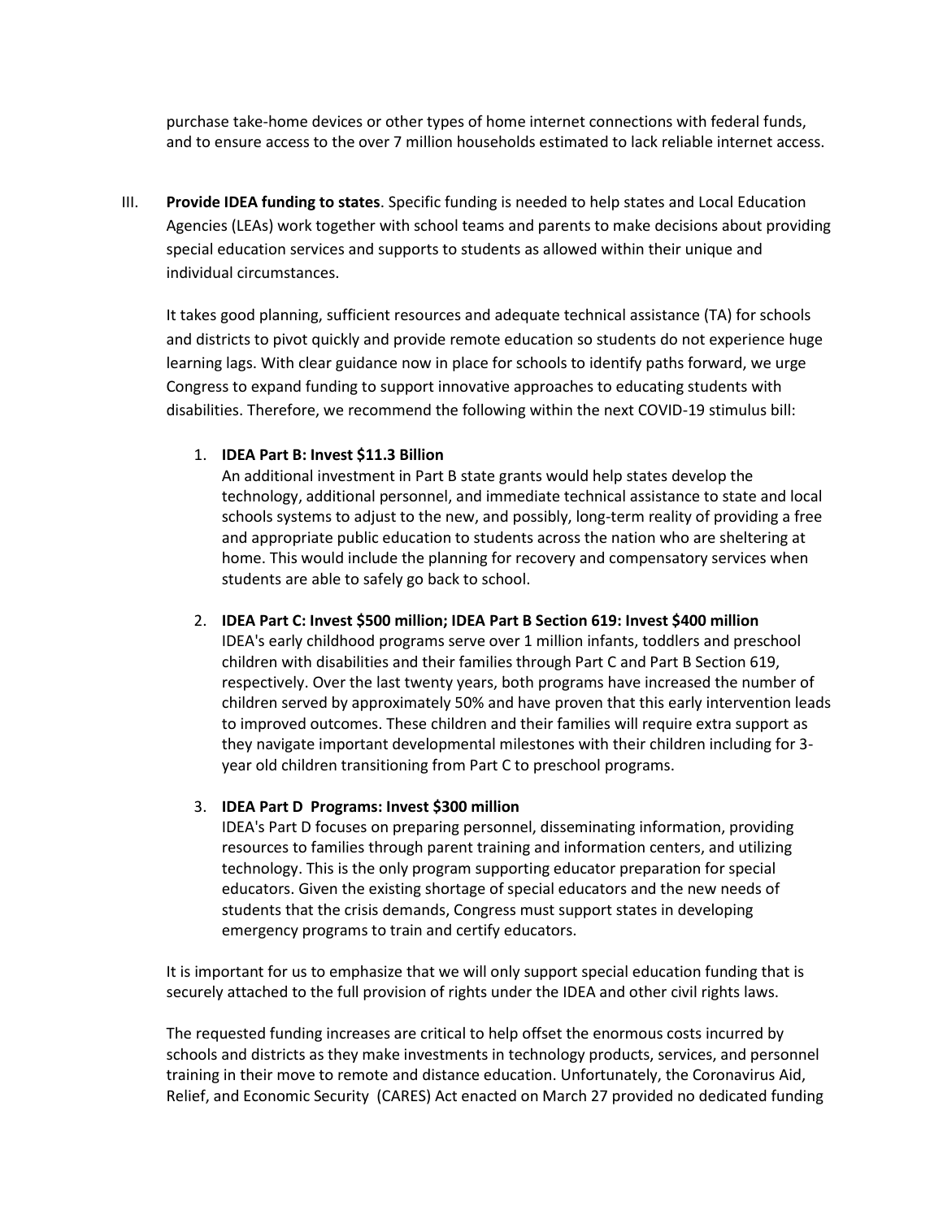purchase take-home devices or other types of home internet connections with federal funds, and to ensure access to the over 7 million households estimated to lack reliable internet access.

III. **Provide IDEA funding to states**. Specific funding is needed to help states and Local Education Agencies (LEAs) work together with school teams and parents to make decisions about providing special education services and supports to students as allowed within their unique and individual circumstances.

It takes good planning, sufficient resources and adequate technical assistance (TA) for schools and districts to pivot quickly and provide remote education so students do not experience huge learning lags. With clear guidance now in place for schools to identify paths forward, we urge Congress to expand funding to support innovative approaches to educating students with disabilities. Therefore, we recommend the following within the next COVID-19 stimulus bill:

1. **IDEA Part B: Invest $11.3 Billion**
   An additional investment in Part B state grants would help states develop the technology, additional personnel, and immediate technical assistance to state and local schools systems to adjust to the new, and possibly, long-term reality of providing a free and appropriate public education to students across the nation who are sheltering at home. This would include the planning for recovery and compensatory services when students are able to safely go back to school.

2. **IDEA Part C: Invest $500 million; IDEA Part B Section 619: Invest $400 million**
   IDEA's early childhood programs serve over 1 million infants, toddlers and preschool children with disabilities and their families through Part C and Part B Section 619, respectively. Over the last twenty years, both programs have increased the number of children served by approximately 50% and have proven that this early intervention leads to improved outcomes. These children and their families will require extra support as they navigate important developmental milestones with their children including for 3-year old children transitioning from Part C to preschool programs.

3. **IDEA Part D Programs: Invest $300 million**
   IDEA's Part D focuses on preparing personnel, disseminating information, providing resources to families through parent training and information centers, and utilizing technology. This is the only program supporting educator preparation for special educators. Given the existing shortage of special educators and the new needs of students that the crisis demands, Congress must support states in developing emergency programs to train and certify educators.

It is important for us to emphasize that we will only support special education funding that is securely attached to the full provision of rights under the IDEA and other civil rights laws.

The requested funding increases are critical to help offset the enormous costs incurred by schools and districts as they make investments in technology products, services, and personnel training in their move to remote and distance education. Unfortunately, the Coronavirus Aid, Relief, and Economic Security (CARES) Act enacted on March 27 provided no dedicated funding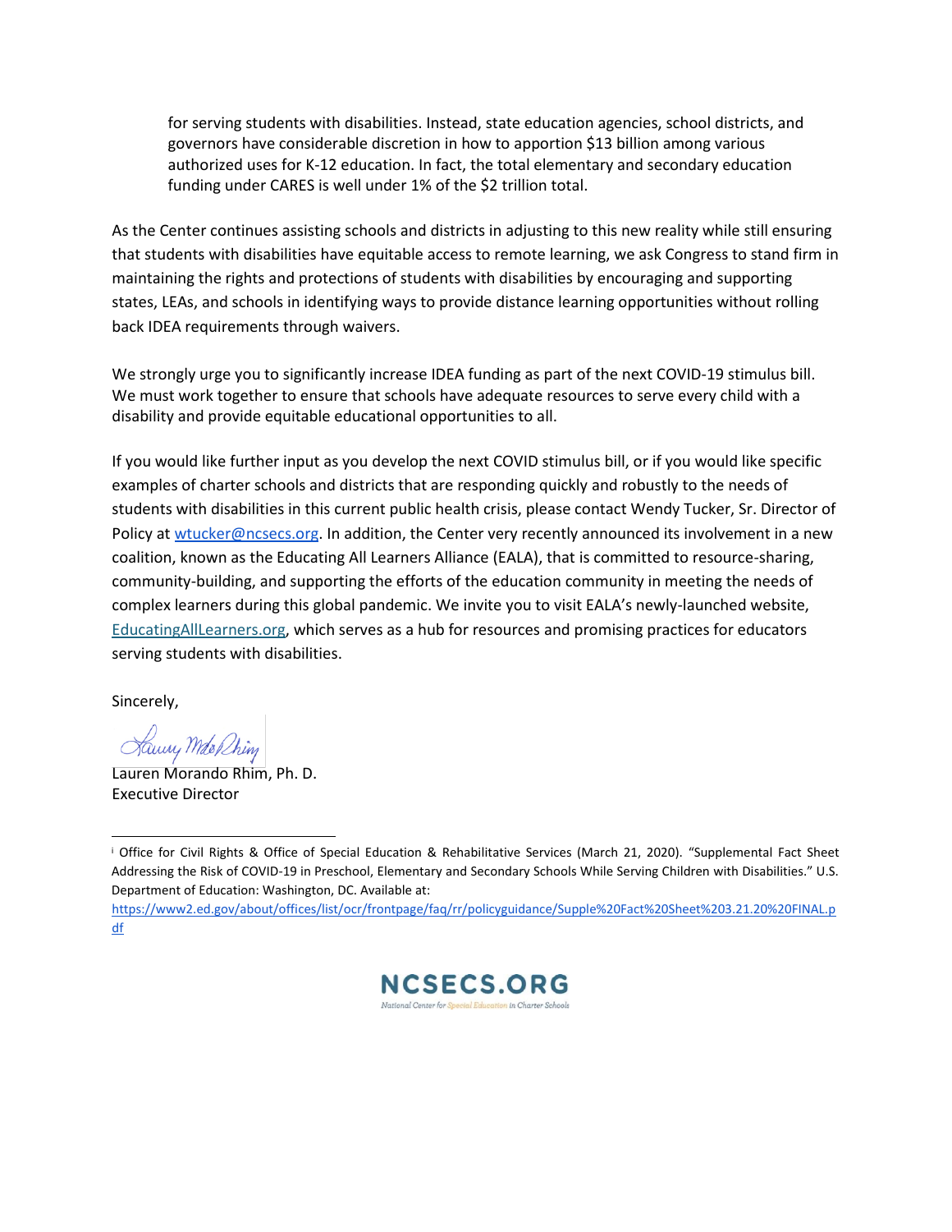for serving students with disabilities. Instead, state education agencies, school districts, and governors have considerable discretion in how to apportion $13 billion among various authorized uses for K-12 education. In fact, the total elementary and secondary education funding under CARES is well under 1% of the $2 trillion total.

As the Center continues assisting schools and districts in adjusting to this new reality while still ensuring that students with disabilities have equitable access to remote learning, we ask Congress to stand firm in maintaining the rights and protections of students with disabilities by encouraging and supporting states, LEAs, and schools in identifying ways to provide distance learning opportunities without rolling back IDEA requirements through waivers.

We strongly urge you to significantly increase IDEA funding as part of the next COVID-19 stimulus bill. We must work together to ensure that schools have adequate resources to serve every child with a disability and provide equitable educational opportunities to all.

If you would like further input as you develop the next COVID stimulus bill, or if you would like specific examples of charter schools and districts that are responding quickly and robustly to the needs of students with disabilities in this current public health crisis, please contact Wendy Tucker, Sr. Director of Policy at wtucker@ncsecs.org. In addition, the Center very recently announced its involvement in a new coalition, known as the Educating All Learners Alliance (EALA), that is committed to resource-sharing, community-building, and supporting the efforts of the education community in meeting the needs of complex learners during this global pandemic. We invite you to visit EALA's newly-launched website, EducatingAllLearners.org, which serves as a hub for resources and promising practices for educators serving students with disabilities.

Sincerely,

Lauren Morando Rhim, Ph. D.
Executive Director

---

[i] Office for Civil Rights & Office of Special Education & Rehabilitative Services (March 21, 2020). "Supplemental Fact Sheet Addressing the Risk of COVID-19 in Preschool, Elementary and Secondary Schools While Serving Children with Disabilities." U.S. Department of Education: Washington, DC. Available at: https://www2.ed.gov/about/offices/list/ocr/frontpage/faq/rr/policyguidance/Supple%20Fact%20Sheet%203.21.20%20FINAL.pdf